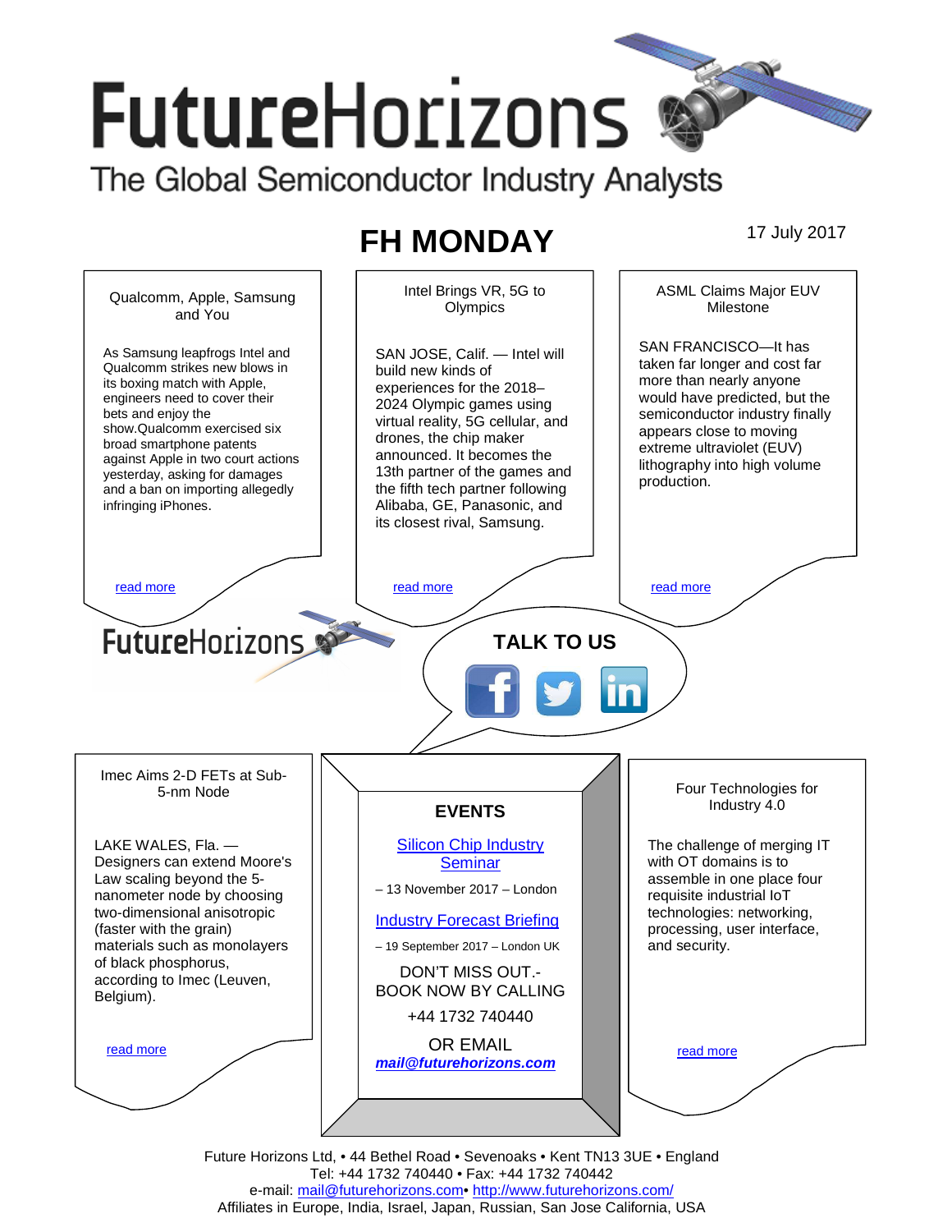# FutureHorizons

The Global Semiconductor Industry Analysts

## FH MONDAY

17 July 2017

### Qualcomm, Apple, Samsung and You

As Samsung leapfrogs Intel and Qualcomm strikes new blows in its boxing match with Apple, engineers need to cover their bets and enjoy the show.Qualcomm exercised six broad smartphone patents against Apple in two court actions yesterday, asking for damages and a ban on importing allegedly infringing iPhones.

read more

### Intel Brings VR, 5G to Olympics

SAN JOSE, Calif. — Intel will build new kinds of experiences for the 2018–2024 Olympic games using virtual reality, 5G cellular, and drones, the chip maker announced. It becomes the 13th partner of the games and the fifth tech partner following Alibaba, GE, Panasonic, and its closest rival, Samsung.

read more

### ASML Claims Major EUV Milestone

SAN FRANCISCO—It has taken far longer and cost far more than nearly anyone would have predicted, but the semiconductor industry finally appears close to moving extreme ultraviolet (EUV) lithography into high volume production.

read more

FutureHorizons

**TALK TO US**

### Imec Aims 2-D FETs at Sub-5-nm Node

LAKE WALES, Fla. — Designers can extend Moore's Law scaling beyond the 5-nanometer node by choosing two-dimensional anisotropic (faster with the grain) materials such as monolayers of black phosphorus, according to Imec (Leuven, Belgium).

read more

### EVENTS

Silicon Chip Industry Seminar

– 13 November 2017 – London

Industry Forecast Briefing

– 19 September 2017 – London UK

DON'T MISS OUT.- BOOK NOW BY CALLING

+44 1732 740440

OR EMAIL

***mail@futurehorizons.com***

### Four Technologies for Industry 4.0

The challenge of merging IT with OT domains is to assemble in one place four requisite industrial IoT technologies: networking, processing, user interface, and security.

read more

Future Horizons Ltd, • 44 Bethel Road • Sevenoaks • Kent TN13 3UE • England
Tel: +44 1732 740440 • Fax: +44 1732 740442
e-mail: mail@futurehorizons.com• http://www.futurehorizons.com/
Affiliates in Europe, India, Israel, Japan, Russian, San Jose California, USA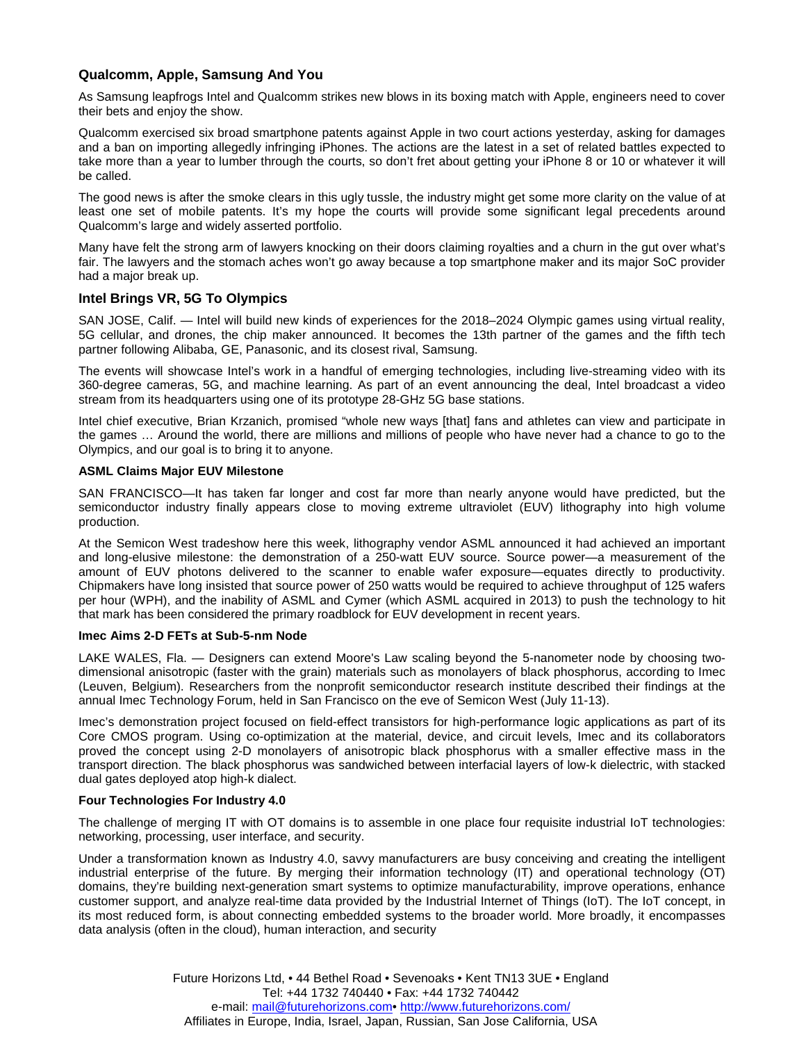### Qualcomm, Apple, Samsung And You

As Samsung leapfrogs Intel and Qualcomm strikes new blows in its boxing match with Apple, engineers need to cover their bets and enjoy the show.

Qualcomm exercised six broad smartphone patents against Apple in two court actions yesterday, asking for damages and a ban on importing allegedly infringing iPhones. The actions are the latest in a set of related battles expected to take more than a year to lumber through the courts, so don't fret about getting your iPhone 8 or 10 or whatever it will be called.

The good news is after the smoke clears in this ugly tussle, the industry might get some more clarity on the value of at least one set of mobile patents. It's my hope the courts will provide some significant legal precedents around Qualcomm's large and widely asserted portfolio.

Many have felt the strong arm of lawyers knocking on their doors claiming royalties and a churn in the gut over what's fair. The lawyers and the stomach aches won't go away because a top smartphone maker and its major SoC provider had a major break up.

### Intel Brings VR, 5G To Olympics

SAN JOSE, Calif. — Intel will build new kinds of experiences for the 2018–2024 Olympic games using virtual reality, 5G cellular, and drones, the chip maker announced. It becomes the 13th partner of the games and the fifth tech partner following Alibaba, GE, Panasonic, and its closest rival, Samsung.

The events will showcase Intel's work in a handful of emerging technologies, including live-streaming video with its 360-degree cameras, 5G, and machine learning. As part of an event announcing the deal, Intel broadcast a video stream from its headquarters using one of its prototype 28-GHz 5G base stations.

Intel chief executive, Brian Krzanich, promised "whole new ways [that] fans and athletes can view and participate in the games … Around the world, there are millions and millions of people who have never had a chance to go to the Olympics, and our goal is to bring it to anyone.

#### ASML Claims Major EUV Milestone

SAN FRANCISCO—It has taken far longer and cost far more than nearly anyone would have predicted, but the semiconductor industry finally appears close to moving extreme ultraviolet (EUV) lithography into high volume production.

At the Semicon West tradeshow here this week, lithography vendor ASML announced it had achieved an important and long-elusive milestone: the demonstration of a 250-watt EUV source. Source power—a measurement of the amount of EUV photons delivered to the scanner to enable wafer exposure—equates directly to productivity. Chipmakers have long insisted that source power of 250 watts would be required to achieve throughput of 125 wafers per hour (WPH), and the inability of ASML and Cymer (which ASML acquired in 2013) to push the technology to hit that mark has been considered the primary roadblock for EUV development in recent years.

#### Imec Aims 2-D FETs at Sub-5-nm Node

LAKE WALES, Fla. — Designers can extend Moore's Law scaling beyond the 5-nanometer node by choosing two-dimensional anisotropic (faster with the grain) materials such as monolayers of black phosphorus, according to Imec (Leuven, Belgium). Researchers from the nonprofit semiconductor research institute described their findings at the annual Imec Technology Forum, held in San Francisco on the eve of Semicon West (July 11-13).

Imec's demonstration project focused on field-effect transistors for high-performance logic applications as part of its Core CMOS program. Using co-optimization at the material, device, and circuit levels, Imec and its collaborators proved the concept using 2-D monolayers of anisotropic black phosphorus with a smaller effective mass in the transport direction. The black phosphorus was sandwiched between interfacial layers of low-k dielectric, with stacked dual gates deployed atop high-k dialect.

#### Four Technologies For Industry 4.0

The challenge of merging IT with OT domains is to assemble in one place four requisite industrial IoT technologies: networking, processing, user interface, and security.

Under a transformation known as Industry 4.0, savvy manufacturers are busy conceiving and creating the intelligent industrial enterprise of the future. By merging their information technology (IT) and operational technology (OT) domains, they're building next-generation smart systems to optimize manufacturability, improve operations, enhance customer support, and analyze real-time data provided by the Industrial Internet of Things (IoT). The IoT concept, in its most reduced form, is about connecting embedded systems to the broader world. More broadly, it encompasses data analysis (often in the cloud), human interaction, and security